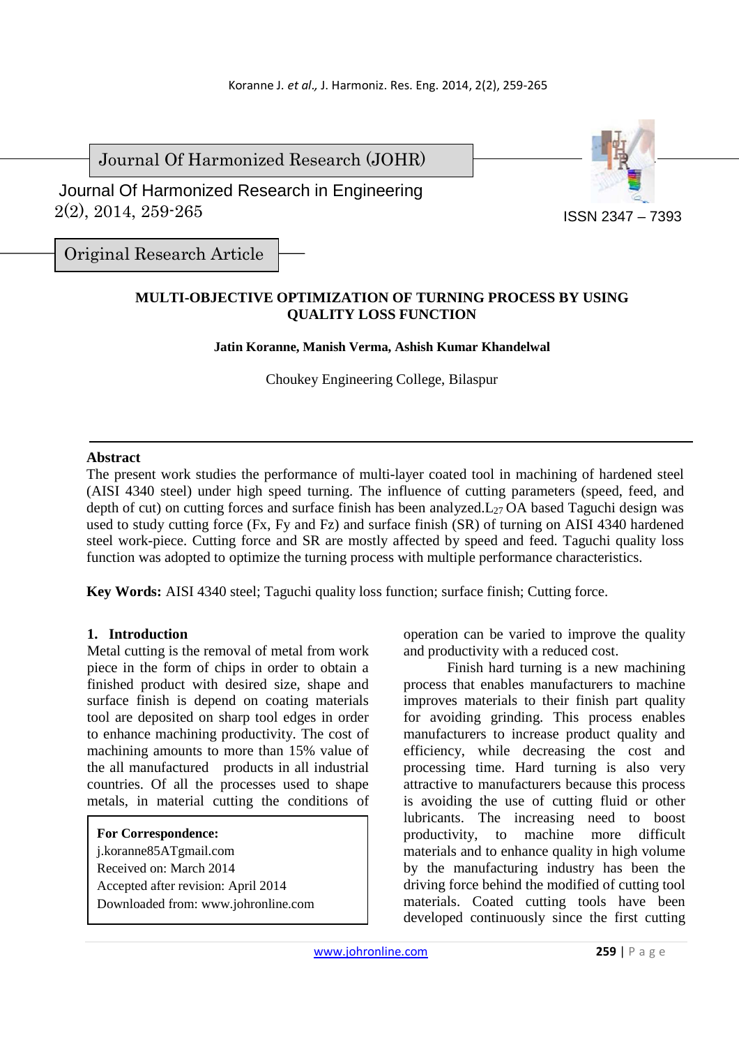Journal Of Harmonized Research (JOHR)

Journal Of Harmonized Research in Engineering
2(2), 2014, 259-265

ISSN 2347 – 7393

Original Research Article

# MULTI-OBJECTIVE OPTIMIZATION OF TURNING PROCESS BY USING QUALITY LOSS FUNCTION

**Jatin Koranne, Manish Verma, Ashish Kumar Khandelwal**

Choukey Engineering College, Bilaspur

## Abstract

The present work studies the performance of multi-layer coated tool in machining of hardened steel (AISI 4340 steel) under high speed turning. The influence of cutting parameters (speed, feed, and depth of cut) on cutting forces and surface finish has been analyzed.$L_{27}$ OA based Taguchi design was used to study cutting force (Fx, Fy and Fz) and surface finish (SR) of turning on AISI 4340 hardened steel work-piece. Cutting force and SR are mostly affected by speed and feed. Taguchi quality loss function was adopted to optimize the turning process with multiple performance characteristics.

**Key Words:** AISI 4340 steel; Taguchi quality loss function; surface finish; Cutting force.

## 1. Introduction

Metal cutting is the removal of metal from work piece in the form of chips in order to obtain a finished product with desired size, shape and surface finish is depend on coating materials tool are deposited on sharp tool edges in order to enhance machining productivity. The cost of machining amounts to more than 15% value of the all manufactured products in all industrial countries. Of all the processes used to shape metals, in material cutting the conditions of operation can be varied to improve the quality and productivity with a reduced cost.

Finish hard turning is a new machining process that enables manufacturers to machine improves materials to their finish part quality for avoiding grinding. This process enables manufacturers to increase product quality and efficiency, while decreasing the cost and processing time. Hard turning is also very attractive to manufacturers because this process is avoiding the use of cutting fluid or other lubricants. The increasing need to boost productivity, to machine more difficult materials and to enhance quality in high volume by the manufacturing industry has been the driving force behind the modified of cutting tool materials. Coated cutting tools have been developed continuously since the first cutting

**For Correspondence:**
j.koranne85ATgmail.com
Received on: March 2014
Accepted after revision: April 2014
Downloaded from: www.johronline.com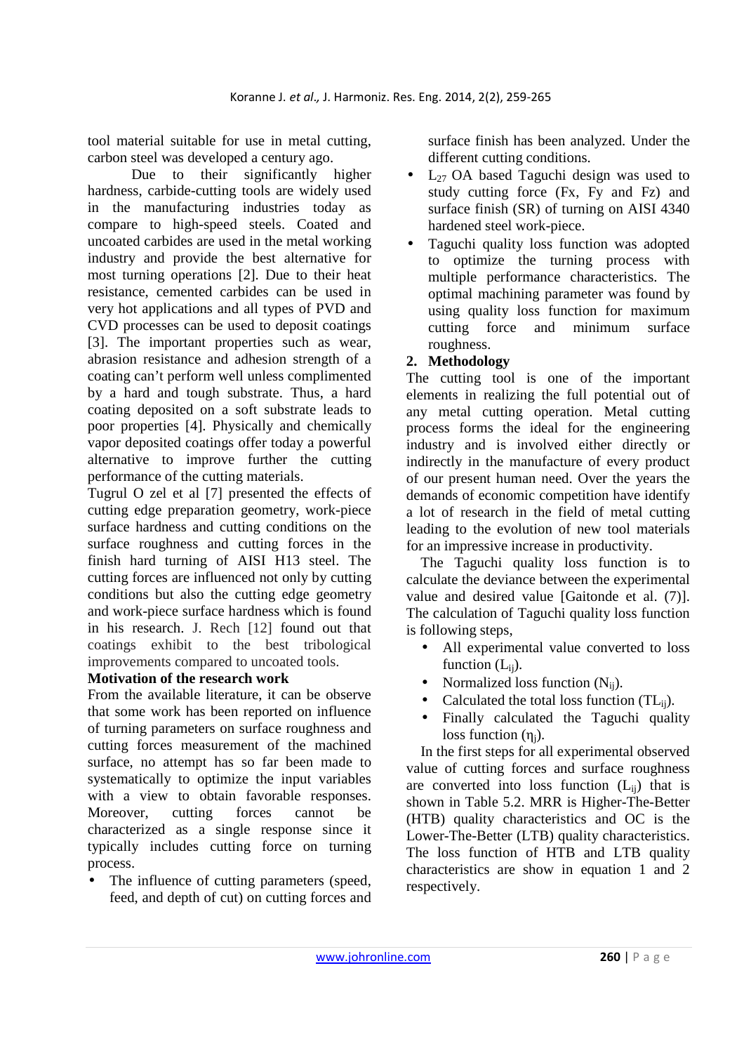tool material suitable for use in metal cutting, carbon steel was developed a century ago.

Due to their significantly higher hardness, carbide-cutting tools are widely used in the manufacturing industries today as compare to high-speed steels. Coated and uncoated carbides are used in the metal working industry and provide the best alternative for most turning operations [2]. Due to their heat resistance, cemented carbides can be used in very hot applications and all types of PVD and CVD processes can be used to deposit coatings [3]. The important properties such as wear, abrasion resistance and adhesion strength of a coating can't perform well unless complimented by a hard and tough substrate. Thus, a hard coating deposited on a soft substrate leads to poor properties [4]. Physically and chemically vapor deposited coatings offer today a powerful alternative to improve further the cutting performance of the cutting materials.

Tugrul O zel et al [7] presented the effects of cutting edge preparation geometry, work-piece surface hardness and cutting conditions on the surface roughness and cutting forces in the finish hard turning of AISI H13 steel. The cutting forces are influenced not only by cutting conditions but also the cutting edge geometry and work-piece surface hardness which is found in his research. J. Rech [12] found out that coatings exhibit to the best tribological improvements compared to uncoated tools.

**Motivation of the research work**

From the available literature, it can be observe that some work has been reported on influence of turning parameters on surface roughness and cutting forces measurement of the machined surface, no attempt has so far been made to systematically to optimize the input variables with a view to obtain favorable responses. Moreover, cutting forces cannot be characterized as a single response since it typically includes cutting force on turning process.

- The influence of cutting parameters (speed, feed, and depth of cut) on cutting forces and surface finish has been analyzed. Under the different cutting conditions.
- $L_{27}$ OA based Taguchi design was used to study cutting force (Fx, Fy and Fz) and surface finish (SR) of turning on AISI 4340 hardened steel work-piece.
- Taguchi quality loss function was adopted to optimize the turning process with multiple performance characteristics. The optimal machining parameter was found by using quality loss function for maximum cutting force and minimum surface roughness.

## 2. Methodology

The cutting tool is one of the important elements in realizing the full potential out of any metal cutting operation. Metal cutting process forms the ideal for the engineering industry and is involved either directly or indirectly in the manufacture of every product of our present human need. Over the years the demands of economic competition have identify a lot of research in the field of metal cutting leading to the evolution of new tool materials for an impressive increase in productivity.

The Taguchi quality loss function is to calculate the deviance between the experimental value and desired value [Gaitonde et al. (7)]. The calculation of Taguchi quality loss function is following steps,

- All experimental value converted to loss function ($L_{ij}$).
- Normalized loss function ($N_{ij}$).
- Calculated the total loss function ($TL_{ij}$).
- Finally calculated the Taguchi quality loss function ($\eta_j$).

In the first steps for all experimental observed value of cutting forces and surface roughness are converted into loss function ($L_{ij}$) that is shown in Table 5.2. MRR is Higher-The-Better (HTB) quality characteristics and OC is the Lower-The-Better (LTB) quality characteristics. The loss function of HTB and LTB quality characteristics are show in equation 1 and 2 respectively.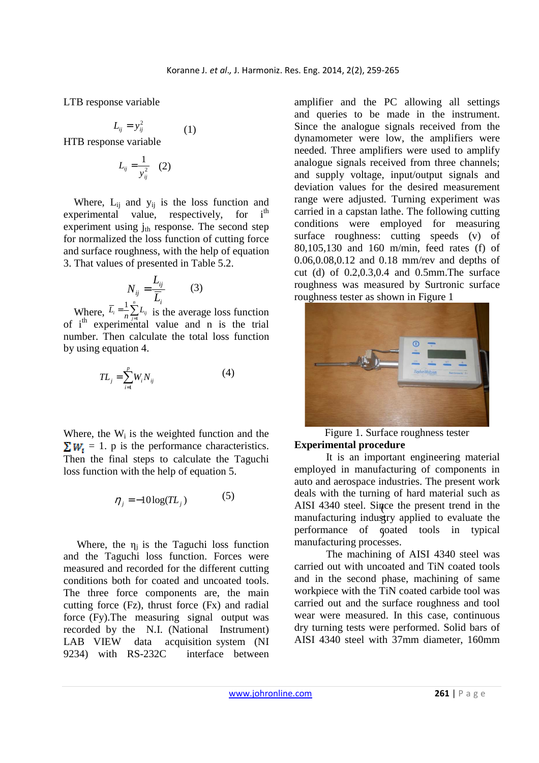LTB response variable

$$L_{ij} = y_{ij}^2 \qquad (1)$$

HTB response variable

$$L_{ij} = \frac{1}{y_{ij}^2} \qquad (2)$$

Where, $L_{ij}$ and $y_{ij}$ is the loss function and experimental value, respectively, for $i^{th}$ experiment using $j_{th}$ response. The second step for normalized the loss function of cutting force and surface roughness, with the help of equation 3. That values of presented in Table 5.2.

$$N_{ij} = \frac{L_{ij}}{\overline{L}_i} \qquad (3)$$

Where, $\overline{L}_i = \frac{1}{n}\sum_{j=1}^{n} L_{ij}$ is the average loss function of $i^{th}$ experimental value and n is the trial number. Then calculate the total loss function by using equation 4.

$$TL_j = \sum_{i=1}^{p} W_i N_{ij} \qquad (4)$$

Where, the $W_i$ is the weighted function and the $\sum W_i = 1$. p is the performance characteristics. Then the final steps to calculate the Taguchi loss function with the help of equation 5.

$$\eta_j = -10\log(TL_j) \qquad (5)$$

Where, the $\eta_j$ is the Taguchi loss function and the Taguchi loss function. Forces were measured and recorded for the different cutting conditions both for coated and uncoated tools. The three force components are, the main cutting force (Fz), thrust force (Fx) and radial force (Fy).The measuring signal output was recorded by the N.I. (National Instrument) LAB VIEW data acquisition system (NI 9234) with RS-232C interface between amplifier and the PC allowing all settings and queries to be made in the instrument. Since the analogue signals received from the dynamometer were low, the amplifiers were needed. Three amplifiers were used to amplify analogue signals received from three channels; and supply voltage, input/output signals and deviation values for the desired measurement range were adjusted. Turning experiment was carried in a capstan lathe. The following cutting conditions were employed for measuring surface roughness: cutting speeds (v) of 80,105,130 and 160 m/min, feed rates (f) of 0.06,0.08,0.12 and 0.18 mm/rev and depths of cut (d) of 0.2,0.3,0.4 and 0.5mm.The surface roughness was measured by Surtronic surface roughness tester as shown in Figure 1

Figure 1. Surface roughness tester

**Experimental procedure**

It is an important engineering material employed in manufacturing of components in auto and aerospace industries. The present work deals with the turning of hard material such as AISI 4340 steel. Since the present trend in the manufacturing industry applied to evaluate the performance of coated tools in typical manufacturing processes.

The machining of AISI 4340 steel was carried out with uncoated and TiN coated tools and in the second phase, machining of same workpiece with the TiN coated carbide tool was carried out and the surface roughness and tool wear were measured. In this case, continuous dry turning tests were performed. Solid bars of AISI 4340 steel with 37mm diameter, 160mm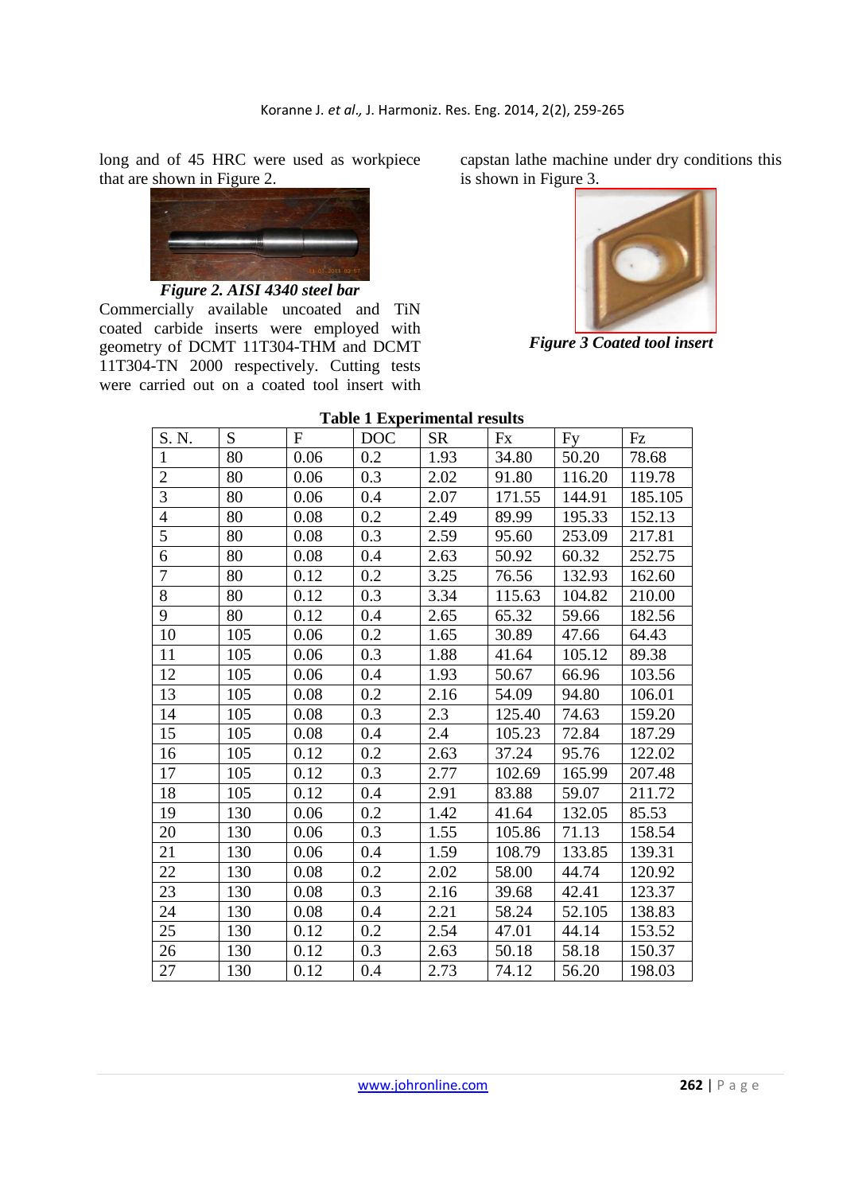long and of 45 HRC were used as workpiece that are shown in Figure 2.

*Figure 2. AISI 4340 steel bar*

Commercially available uncoated and TiN coated carbide inserts were employed with geometry of DCMT 11T304-THM and DCMT 11T304-TN 2000 respectively. Cutting tests were carried out on a coated tool insert with capstan lathe machine under dry conditions this is shown in Figure 3.

*Figure 3 Coated tool insert*

**Table 1 Experimental results**

| S. N. | S | F | DOC | SR | Fx | Fy | Fz |
|---|---|---|---|---|---|---|---|
| 1 | 80 | 0.06 | 0.2 | 1.93 | 34.80 | 50.20 | 78.68 |
| 2 | 80 | 0.06 | 0.3 | 2.02 | 91.80 | 116.20 | 119.78 |
| 3 | 80 | 0.06 | 0.4 | 2.07 | 171.55 | 144.91 | 185.105 |
| 4 | 80 | 0.08 | 0.2 | 2.49 | 89.99 | 195.33 | 152.13 |
| 5 | 80 | 0.08 | 0.3 | 2.59 | 95.60 | 253.09 | 217.81 |
| 6 | 80 | 0.08 | 0.4 | 2.63 | 50.92 | 60.32 | 252.75 |
| 7 | 80 | 0.12 | 0.2 | 3.25 | 76.56 | 132.93 | 162.60 |
| 8 | 80 | 0.12 | 0.3 | 3.34 | 115.63 | 104.82 | 210.00 |
| 9 | 80 | 0.12 | 0.4 | 2.65 | 65.32 | 59.66 | 182.56 |
| 10 | 105 | 0.06 | 0.2 | 1.65 | 30.89 | 47.66 | 64.43 |
| 11 | 105 | 0.06 | 0.3 | 1.88 | 41.64 | 105.12 | 89.38 |
| 12 | 105 | 0.06 | 0.4 | 1.93 | 50.67 | 66.96 | 103.56 |
| 13 | 105 | 0.08 | 0.2 | 2.16 | 54.09 | 94.80 | 106.01 |
| 14 | 105 | 0.08 | 0.3 | 2.3 | 125.40 | 74.63 | 159.20 |
| 15 | 105 | 0.08 | 0.4 | 2.4 | 105.23 | 72.84 | 187.29 |
| 16 | 105 | 0.12 | 0.2 | 2.63 | 37.24 | 95.76 | 122.02 |
| 17 | 105 | 0.12 | 0.3 | 2.77 | 102.69 | 165.99 | 207.48 |
| 18 | 105 | 0.12 | 0.4 | 2.91 | 83.88 | 59.07 | 211.72 |
| 19 | 130 | 0.06 | 0.2 | 1.42 | 41.64 | 132.05 | 85.53 |
| 20 | 130 | 0.06 | 0.3 | 1.55 | 105.86 | 71.13 | 158.54 |
| 21 | 130 | 0.06 | 0.4 | 1.59 | 108.79 | 133.85 | 139.31 |
| 22 | 130 | 0.08 | 0.2 | 2.02 | 58.00 | 44.74 | 120.92 |
| 23 | 130 | 0.08 | 0.3 | 2.16 | 39.68 | 42.41 | 123.37 |
| 24 | 130 | 0.08 | 0.4 | 2.21 | 58.24 | 52.105 | 138.83 |
| 25 | 130 | 0.12 | 0.2 | 2.54 | 47.01 | 44.14 | 153.52 |
| 26 | 130 | 0.12 | 0.3 | 2.63 | 50.18 | 58.18 | 150.37 |
| 27 | 130 | 0.12 | 0.4 | 2.73 | 74.12 | 56.20 | 198.03 |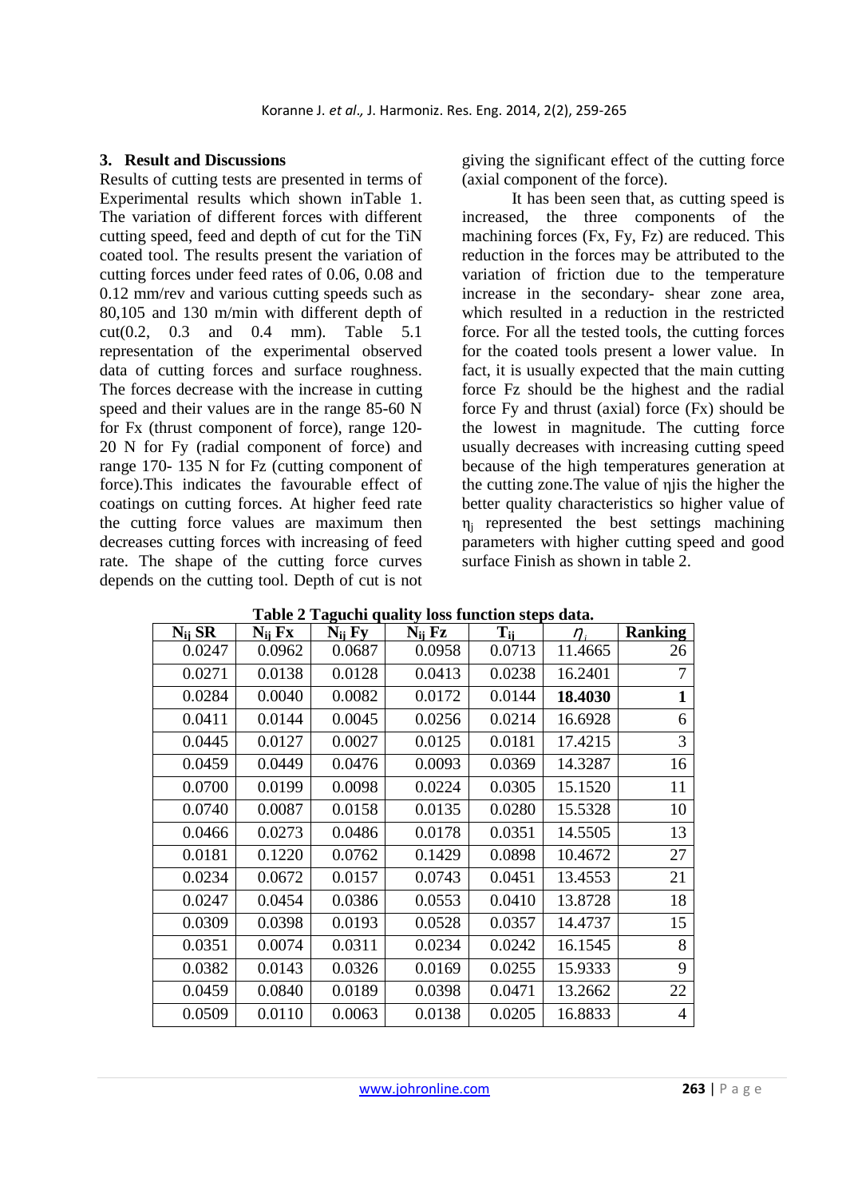## 3. Result and Discussions

Results of cutting tests are presented in terms of Experimental results which shown inTable 1. The variation of different forces with different cutting speed, feed and depth of cut for the TiN coated tool. The results present the variation of cutting forces under feed rates of 0.06, 0.08 and 0.12 mm/rev and various cutting speeds such as 80,105 and 130 m/min with different depth of cut(0.2, 0.3 and 0.4 mm). Table 5.1 representation of the experimental observed data of cutting forces and surface roughness. The forces decrease with the increase in cutting speed and their values are in the range 85-60 N for Fx (thrust component of force), range 120-20 N for Fy (radial component of force) and range 170- 135 N for Fz (cutting component of force).This indicates the favourable effect of coatings on cutting forces. At higher feed rate the cutting force values are maximum then decreases cutting forces with increasing of feed rate. The shape of the cutting force curves depends on the cutting tool. Depth of cut is not giving the significant effect of the cutting force (axial component of the force).

It has been seen that, as cutting speed is increased, the three components of the machining forces (Fx, Fy, Fz) are reduced. This reduction in the forces may be attributed to the variation of friction due to the temperature increase in the secondary- shear zone area, which resulted in a reduction in the restricted force. For all the tested tools, the cutting forces for the coated tools present a lower value. In fact, it is usually expected that the main cutting force Fz should be the highest and the radial force Fy and thrust (axial) force (Fx) should be the lowest in magnitude. The cutting force usually decreases with increasing cutting speed because of the high temperatures generation at the cutting zone.The value of ηjis the higher the better quality characteristics so higher value of $\eta_j$ represented the best settings machining parameters with higher cutting speed and good surface Finish as shown in table 2.

**Table 2 Taguchi quality loss function steps data.**

| $N_{ij}$ SR | $N_{ij}$ Fx | $N_{ij}$ Fy | $N_{ij}$ Fz | $T_{ij}$ | $\eta_i$ | Ranking |
|---|---|---|---|---|---|---|
| 0.0247 | 0.0962 | 0.0687 | 0.0958 | 0.0713 | 11.4665 | 26 |
| 0.0271 | 0.0138 | 0.0128 | 0.0413 | 0.0238 | 16.2401 | 7 |
| 0.0284 | 0.0040 | 0.0082 | 0.0172 | 0.0144 | **18.4030** | **1** |
| 0.0411 | 0.0144 | 0.0045 | 0.0256 | 0.0214 | 16.6928 | 6 |
| 0.0445 | 0.0127 | 0.0027 | 0.0125 | 0.0181 | 17.4215 | 3 |
| 0.0459 | 0.0449 | 0.0476 | 0.0093 | 0.0369 | 14.3287 | 16 |
| 0.0700 | 0.0199 | 0.0098 | 0.0224 | 0.0305 | 15.1520 | 11 |
| 0.0740 | 0.0087 | 0.0158 | 0.0135 | 0.0280 | 15.5328 | 10 |
| 0.0466 | 0.0273 | 0.0486 | 0.0178 | 0.0351 | 14.5505 | 13 |
| 0.0181 | 0.1220 | 0.0762 | 0.1429 | 0.0898 | 10.4672 | 27 |
| 0.0234 | 0.0672 | 0.0157 | 0.0743 | 0.0451 | 13.4553 | 21 |
| 0.0247 | 0.0454 | 0.0386 | 0.0553 | 0.0410 | 13.8728 | 18 |
| 0.0309 | 0.0398 | 0.0193 | 0.0528 | 0.0357 | 14.4737 | 15 |
| 0.0351 | 0.0074 | 0.0311 | 0.0234 | 0.0242 | 16.1545 | 8 |
| 0.0382 | 0.0143 | 0.0326 | 0.0169 | 0.0255 | 15.9333 | 9 |
| 0.0459 | 0.0840 | 0.0189 | 0.0398 | 0.0471 | 13.2662 | 22 |
| 0.0509 | 0.0110 | 0.0063 | 0.0138 | 0.0205 | 16.8833 | 4 |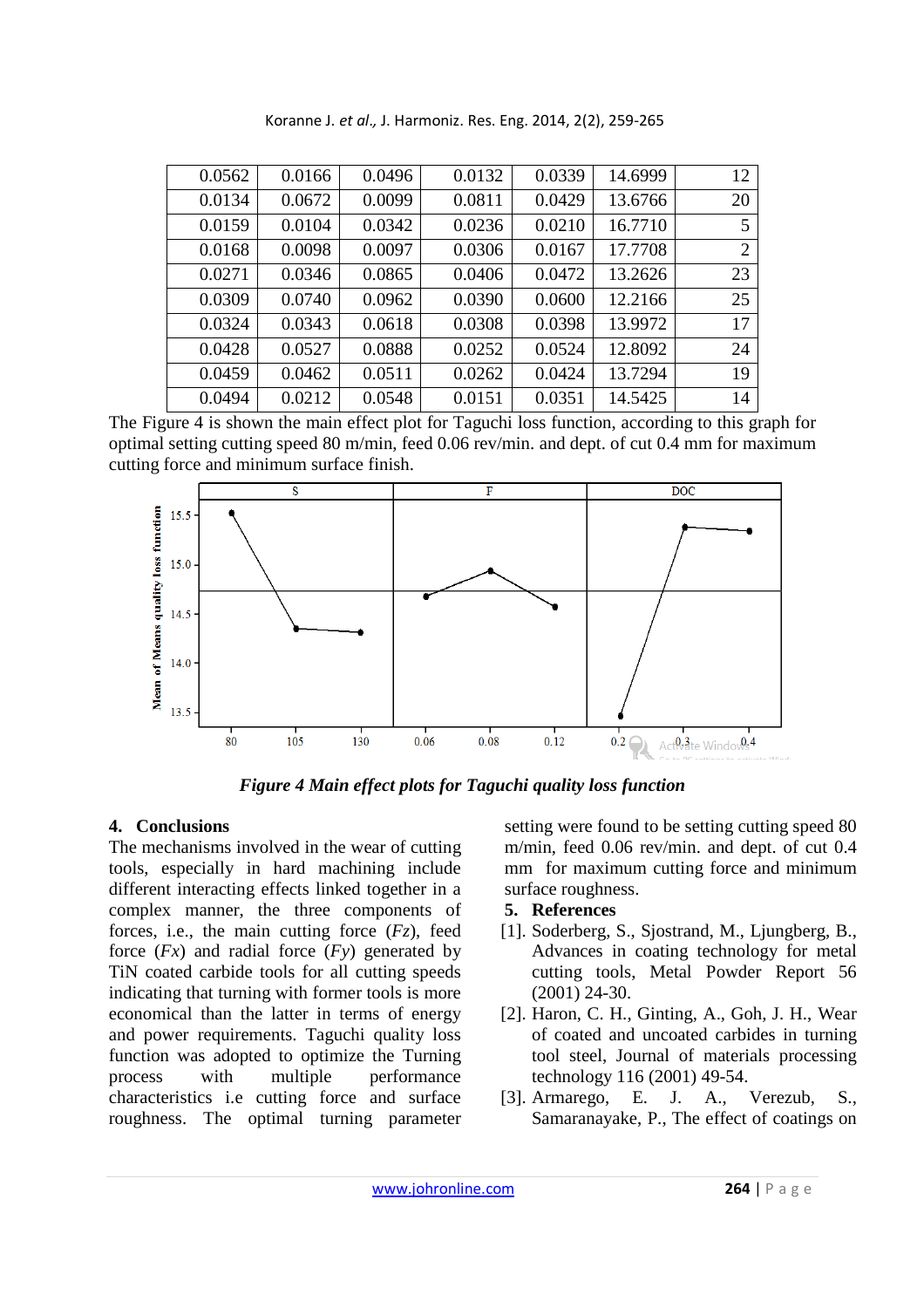| | | | | | | |
|---|---|---|---|---|---|---|
| 0.0562 | 0.0166 | 0.0496 | 0.0132 | 0.0339 | 14.6999 | 12 |
| 0.0134 | 0.0672 | 0.0099 | 0.0811 | 0.0429 | 13.6766 | 20 |
| 0.0159 | 0.0104 | 0.0342 | 0.0236 | 0.0210 | 16.7710 | 5 |
| 0.0168 | 0.0098 | 0.0097 | 0.0306 | 0.0167 | 17.7708 | 2 |
| 0.0271 | 0.0346 | 0.0865 | 0.0406 | 0.0472 | 13.2626 | 23 |
| 0.0309 | 0.0740 | 0.0962 | 0.0390 | 0.0600 | 12.2166 | 25 |
| 0.0324 | 0.0343 | 0.0618 | 0.0308 | 0.0398 | 13.9972 | 17 |
| 0.0428 | 0.0527 | 0.0888 | 0.0252 | 0.0524 | 12.8092 | 24 |
| 0.0459 | 0.0462 | 0.0511 | 0.0262 | 0.0424 | 13.7294 | 19 |
| 0.0494 | 0.0212 | 0.0548 | 0.0151 | 0.0351 | 14.5425 | 14 |

The Figure 4 is shown the main effect plot for Taguchi loss function, according to this graph for optimal setting cutting speed 80 m/min, feed 0.06 rev/min. and dept. of cut 0.4 mm for maximum cutting force and minimum surface finish.

*Figure 4 Main effect plots for Taguchi quality loss function*

## 4. Conclusions

The mechanisms involved in the wear of cutting tools, especially in hard machining include different interacting effects linked together in a complex manner, the three components of forces, i.e., the main cutting force (*Fz*), feed force (*Fx*) and radial force (*Fy*) generated by TiN coated carbide tools for all cutting speeds indicating that turning with former tools is more economical than the latter in terms of energy and power requirements. Taguchi quality loss function was adopted to optimize the Turning process with multiple performance characteristics i.e cutting force and surface roughness. The optimal turning parameter setting were found to be setting cutting speed 80 m/min, feed 0.06 rev/min. and dept. of cut 0.4 mm for maximum cutting force and minimum surface roughness.

## 5. References

[1]. Soderberg, S., Sjostrand, M., Ljungberg, B., Advances in coating technology for metal cutting tools, Metal Powder Report 56 (2001) 24-30.

[2]. Haron, C. H., Ginting, A., Goh, J. H., Wear of coated and uncoated carbides in turning tool steel, Journal of materials processing technology 116 (2001) 49-54.

[3]. Armarego, E. J. A., Verezub, S., Samaranayake, P., The effect of coatings on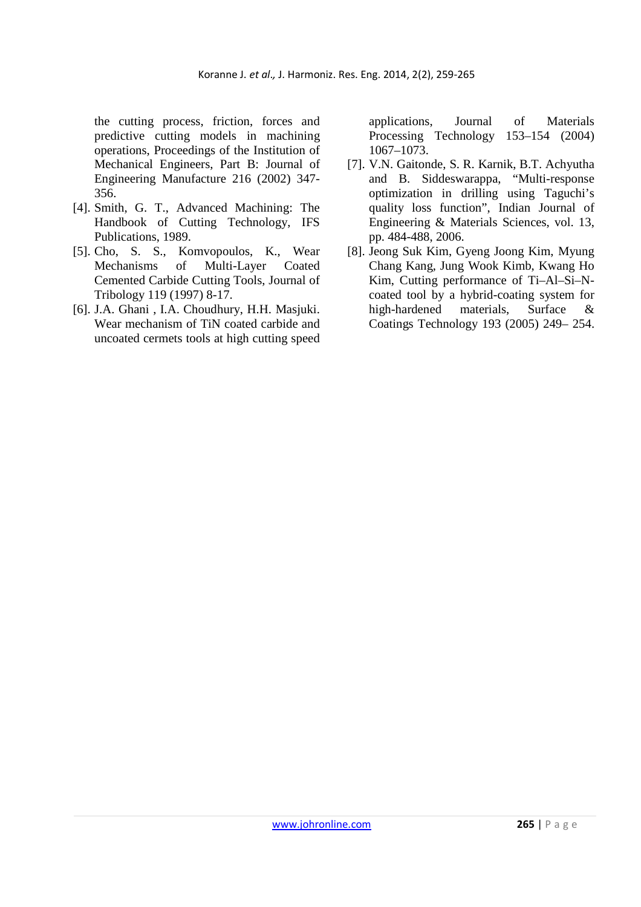the cutting process, friction, forces and predictive cutting models in machining operations, Proceedings of the Institution of Mechanical Engineers, Part B: Journal of Engineering Manufacture 216 (2002) 347-356.

[4]. Smith, G. T., Advanced Machining: The Handbook of Cutting Technology, IFS Publications, 1989.

[5]. Cho, S. S., Komvopoulos, K., Wear Mechanisms of Multi-Layer Coated Cemented Carbide Cutting Tools, Journal of Tribology 119 (1997) 8-17.

[6]. J.A. Ghani , I.A. Choudhury, H.H. Masjuki. Wear mechanism of TiN coated carbide and uncoated cermets tools at high cutting speed applications, Journal of Materials Processing Technology 153–154 (2004) 1067–1073.

[7]. V.N. Gaitonde, S. R. Karnik, B.T. Achyutha and B. Siddeswarappa, "Multi-response optimization in drilling using Taguchi's quality loss function", Indian Journal of Engineering & Materials Sciences, vol. 13, pp. 484-488, 2006.

[8]. Jeong Suk Kim, Gyeng Joong Kim, Myung Chang Kang, Jung Wook Kimb, Kwang Ho Kim, Cutting performance of Ti–Al–Si–N-coated tool by a hybrid-coating system for high-hardened materials, Surface & Coatings Technology 193 (2005) 249– 254.